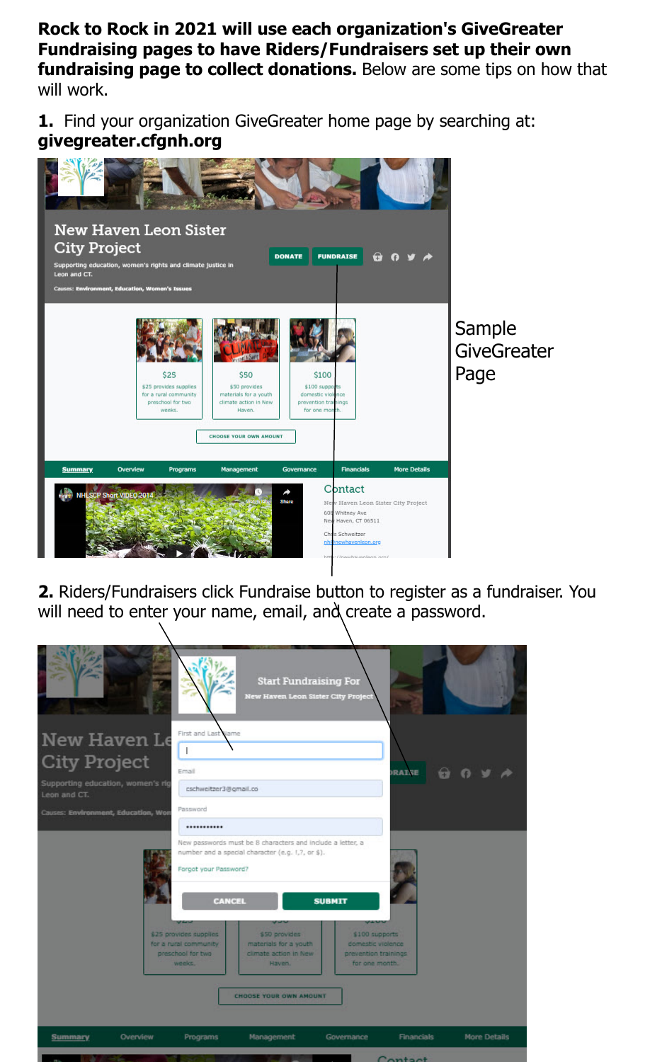**Rock to Rock in 2021 will use each organization's GiveGreater Fundraising pages to have Riders/Fundraisers set up their own fundraising page to collect donations.** Below are some tips on how that will work.

**1.** Find your organization GiveGreater home page by searching at: **givegreater.cfgnh.org**

Sample GiveGreater Page

**2.** Riders/Fundraisers click Fundraise button to register as a fundraiser. You will need to enter your name, email, and create a password.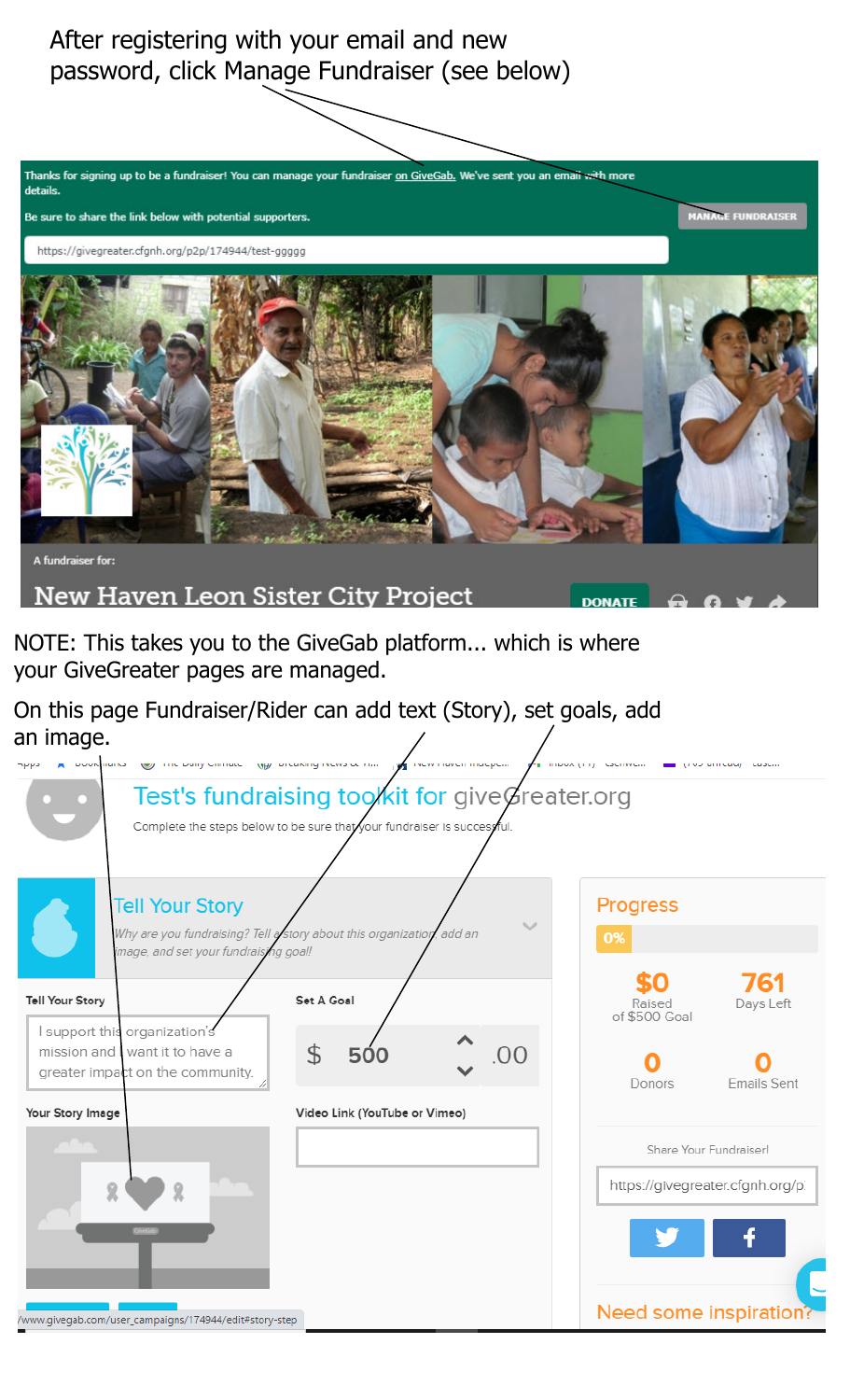After registering with your email and new password, click Manage Fundraiser (see below)

Thanks for signing up to be a fundraiser! You can manage your fundraiser on GiveGab. We've sent you an email with more details.

Be sure to share the link below with potential supporters.

MANAGE FUNDRAISER

https://givegreater.cfgnh.org/p2p/174944/test-ggggg

A fundraiser for:

New Haven Leon Sister City Project

DONATE

NOTE: This takes you to the GiveGab platform... which is where your GiveGreater pages are managed.

On this page Fundraiser/Rider can add text (Story), set goals, add an image.

Test's fundraising toolkit for giveGreater.org

Complete the steps below to be sure that your fundraiser is successful.

Tell Your Story

*Why are you fundraising? Tell a story about this organization, add an image, and set your fundraising goal!*

Tell Your Story

I support this organization's mission and I want it to have a greater impact on the community.

Set A Goal

$ 500 .00

Your Story Image

Video Link (YouTube or Vimeo)

Progress

0%

$0 Raised of $500 Goal

761 Days Left

0 Donors

0 Emails Sent

Share Your Fundraiser!

https://givegreater.cfgnh.org/p

Need some inspiration?

www.givegab.com/user_campaigns/174944/edit#story-step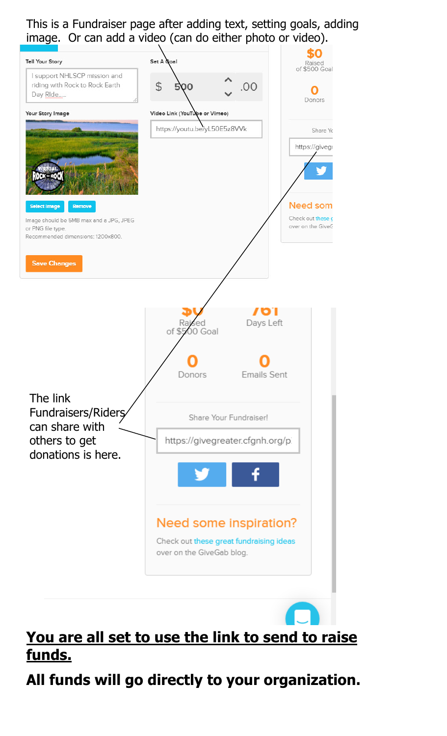This is a Fundraiser page after adding text, setting goals, adding image. Or can add a video (can do either photo or video).

The link Fundraisers/Riders can share with others to get donations is here.

**You are all set to use the link to send to raise funds.**

**All funds will go directly to your organization.**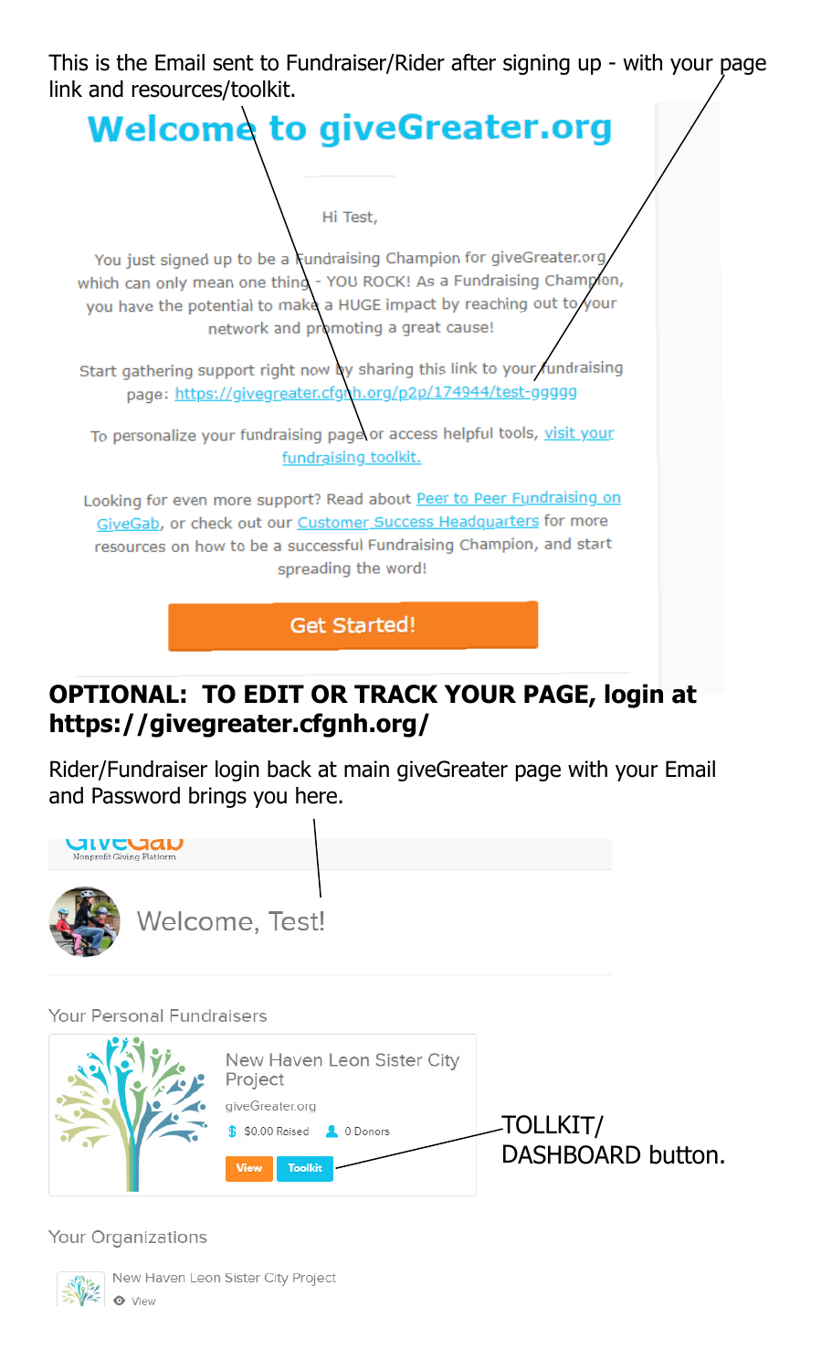This is the Email sent to Fundraiser/Rider after signing up - with your page link and resources/toolkit.

# Welcome to giveGreater.org

Hi Test,

You just signed up to be a Fundraising Champion for giveGreater.org which can only mean one thing - YOU ROCK! As a Fundraising Champion, you have the potential to make a HUGE impact by reaching out to your network and promoting a great cause!

Start gathering support right now by sharing this link to your fundraising page: https://givegreater.cfgnh.org/p2p/174944/test-ggggg

To personalize your fundraising page or access helpful tools, visit your fundraising toolkit.

Looking for even more support? Read about Peer to Peer Fundraising on GiveGab, or check out our Customer Success Headquarters for more resources on how to be a successful Fundraising Champion, and start spreading the word!

Get Started!

**OPTIONAL: TO EDIT OR TRACK YOUR PAGE, login at https://givegreater.cfgnh.org/**

Rider/Fundraiser login back at main giveGreater page with your Email and Password brings you here.

GiveGab
Nonprofit Giving Platform

Welcome, Test!

Your Personal Fundraisers

New Haven Leon Sister City Project
giveGreater.org
$0.00 Raised  0 Donors
View  Toolkit

TOLLKIT/ DASHBOARD button.

Your Organizations

New Haven Leon Sister City Project
View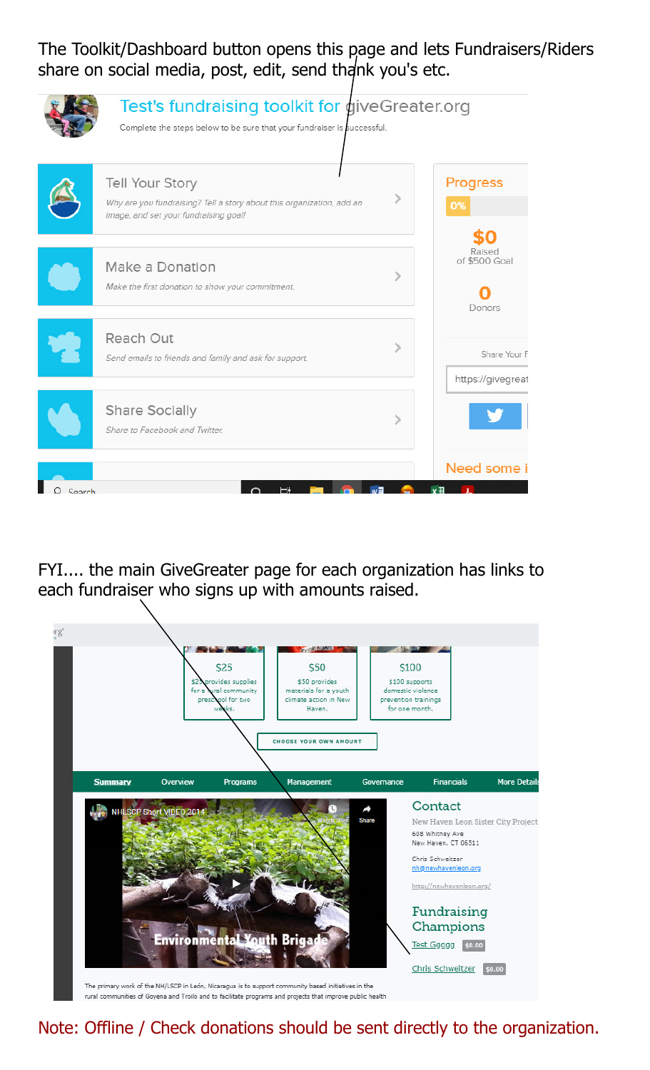The Toolkit/Dashboard button opens this page and lets Fundraisers/Riders share on social media, post, edit, send thank you's etc.

Test's fundraising toolkit for giveGreater.org

Complete the steps below to be sure that your fundraiser is successful.

**Tell Your Story**
*Why are you fundraising? Tell a story about this organization, add an image, and set your fundraising goal!*

**Make a Donation**
*Make the first donation to show your commitment.*

**Reach Out**
*Send emails to friends and family and ask for support.*

**Share Socially**
*Share to Facebook and Twitter.*

Progress

0%

$0
Raised
of $500 Goal

0
Donors

Share Your F

https://givegreat

Need some i

FYI.... the main GiveGreater page for each organization has links to each fundraiser who signs up with amounts raised.

$25
$25 provides supplies for a rural community preschool for two weeks.

$50
$50 provides materials for a youth climate action in New Haven.

$100
$100 supports domestic violence prevention trainings for one month.

CHOOSE YOUR OWN AMOUNT

Summary | Overview | Programs | Management | Governance | Financials | More Details

NHLSCP Short VIDEO 2014

Environmental Youth Brigade

Contact

New Haven Leon Sister City Project
608 Whitney Ave
New Haven, CT 06511

Chris Schweitzer
nh@newhavenleon.org

https://newhavenleon.org/

Fundraising Champions

Test Ggggg $0.00

Chris Schweitzer $0.00

The primary work of the NH/LSCP in León, Nicaragua is to support community based initiatives in the rural communities of Goyena and Troilo and to facilitate programs and projects that improve public health

Note: Offline / Check donations should be sent directly to the organization.